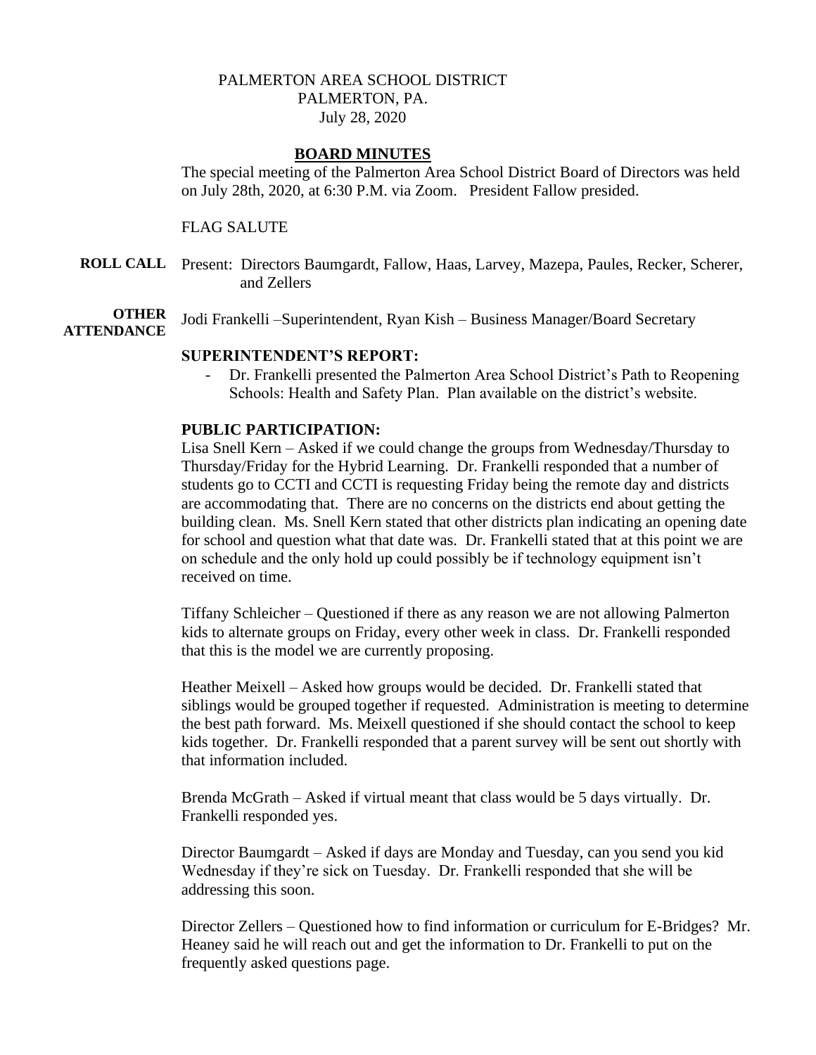PALMERTON AREA SCHOOL DISTRICT
PALMERTON, PA.
July 28, 2020

## BOARD MINUTES

The special meeting of the Palmerton Area School District Board of Directors was held on July 28th, 2020, at 6:30 P.M. via Zoom. President Fallow presided.

FLAG SALUTE

**ROLL CALL** Present: Directors Baumgardt, Fallow, Haas, Larvey, Mazepa, Paules, Recker, Scherer, and Zellers

**OTHER ATTENDANCE** Jodi Frankelli –Superintendent, Ryan Kish – Business Manager/Board Secretary

**SUPERINTENDENT'S REPORT:**

- Dr. Frankelli presented the Palmerton Area School District's Path to Reopening Schools: Health and Safety Plan. Plan available on the district's website.

**PUBLIC PARTICIPATION:**

Lisa Snell Kern – Asked if we could change the groups from Wednesday/Thursday to Thursday/Friday for the Hybrid Learning. Dr. Frankelli responded that a number of students go to CCTI and CCTI is requesting Friday being the remote day and districts are accommodating that. There are no concerns on the districts end about getting the building clean. Ms. Snell Kern stated that other districts plan indicating an opening date for school and question what that date was. Dr. Frankelli stated that at this point we are on schedule and the only hold up could possibly be if technology equipment isn't received on time.

Tiffany Schleicher – Questioned if there as any reason we are not allowing Palmerton kids to alternate groups on Friday, every other week in class. Dr. Frankelli responded that this is the model we are currently proposing.

Heather Meixell – Asked how groups would be decided. Dr. Frankelli stated that siblings would be grouped together if requested. Administration is meeting to determine the best path forward. Ms. Meixell questioned if she should contact the school to keep kids together. Dr. Frankelli responded that a parent survey will be sent out shortly with that information included.

Brenda McGrath – Asked if virtual meant that class would be 5 days virtually. Dr. Frankelli responded yes.

Director Baumgardt – Asked if days are Monday and Tuesday, can you send you kid Wednesday if they're sick on Tuesday. Dr. Frankelli responded that she will be addressing this soon.

Director Zellers – Questioned how to find information or curriculum for E-Bridges? Mr. Heaney said he will reach out and get the information to Dr. Frankelli to put on the frequently asked questions page.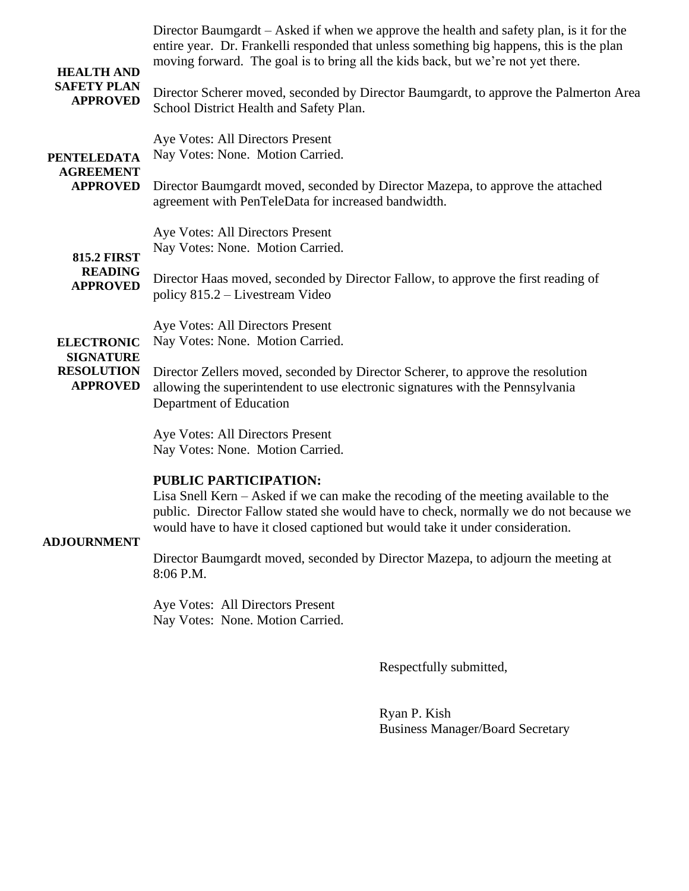Director Baumgardt – Asked if when we approve the health and safety plan, is it for the entire year. Dr. Frankelli responded that unless something big happens, this is the plan moving forward. The goal is to bring all the kids back, but we're not yet there.

**HEALTH AND SAFETY PLAN APPROVED**

Director Scherer moved, seconded by Director Baumgardt, to approve the Palmerton Area School District Health and Safety Plan.

Aye Votes: All Directors Present
Nay Votes: None. Motion Carried.

**PENTELEDATA AGREEMENT APPROVED**

Director Baumgardt moved, seconded by Director Mazepa, to approve the attached agreement with PenTeleData for increased bandwidth.

Aye Votes: All Directors Present
Nay Votes: None. Motion Carried.

**815.2 FIRST READING APPROVED**

Director Haas moved, seconded by Director Fallow, to approve the first reading of policy 815.2 – Livestream Video

Aye Votes: All Directors Present
Nay Votes: None. Motion Carried.

**ELECTRONIC SIGNATURE RESOLUTION APPROVED**

Director Zellers moved, seconded by Director Scherer, to approve the resolution allowing the superintendent to use electronic signatures with the Pennsylvania Department of Education

Aye Votes: All Directors Present
Nay Votes: None. Motion Carried.

**PUBLIC PARTICIPATION:**

Lisa Snell Kern – Asked if we can make the recoding of the meeting available to the public. Director Fallow stated she would have to check, normally we do not because we would have to have it closed captioned but would take it under consideration.

**ADJOURNMENT**

Director Baumgardt moved, seconded by Director Mazepa, to adjourn the meeting at 8:06 P.M.

Aye Votes: All Directors Present
Nay Votes: None. Motion Carried.

Respectfully submitted,

Ryan P. Kish
Business Manager/Board Secretary